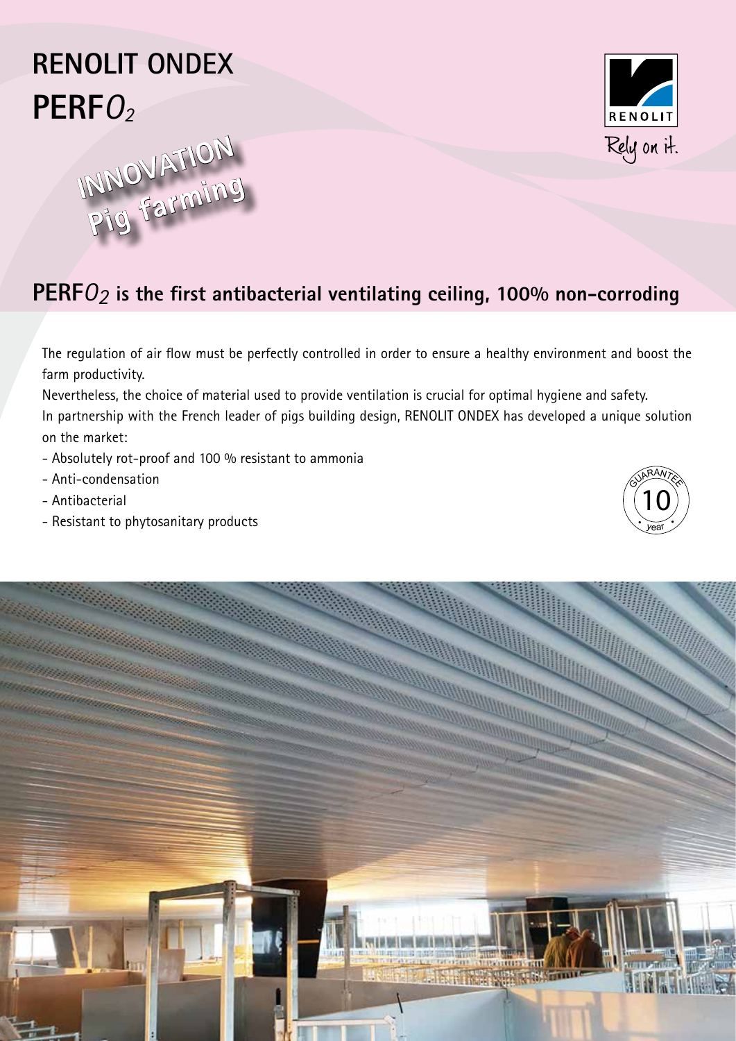# RENOLIT ONDEX
# PERF$O_2$

INNOVATION
Pig farming

RENOLIT
Rely on it.

## PERF$O_2$ is the first antibacterial ventilating ceiling, 100% non-corroding

The regulation of air flow must be perfectly controlled in order to ensure a healthy environment and boost the farm productivity.

Nevertheless, the choice of material used to provide ventilation is crucial for optimal hygiene and safety.

In partnership with the French leader of pigs building design, RENOLIT ONDEX has developed a unique solution on the market:

- Absolutely rot-proof and 100 % resistant to ammonia
- Anti-condensation
- Antibacterial
- Resistant to phytosanitary products

GUARANTEE 10 year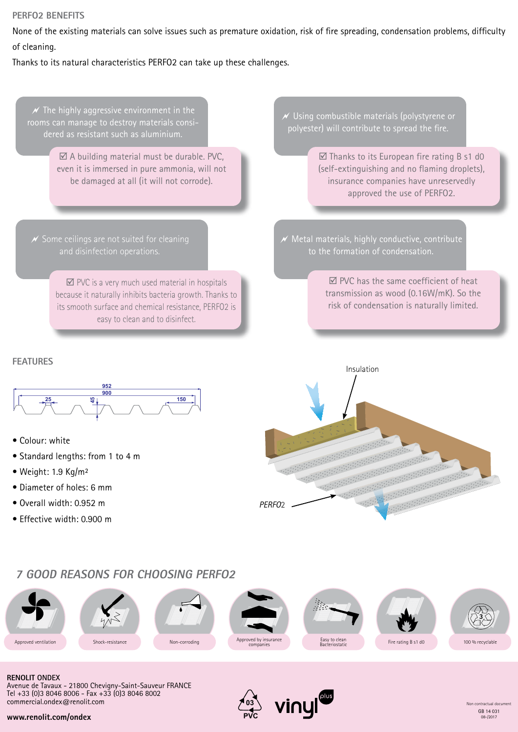## PERFO2 BENEFITS

None of the existing materials can solve issues such as premature oxidation, risk of fire spreading, condensation problems, difficulty of cleaning.

Thanks to its natural characteristics PERFO2 can take up these challenges.

The highly aggressive environment in the rooms can manage to destroy materials considered as resistant such as aluminium.

☑ A building material must be durable. PVC, even it is immersed in pure ammonia, will not be damaged at all (it will not corrode).

Using combustible materials (polystyrene or polyester) will contribute to spread the fire.

☑ Thanks to its European fire rating B s1 d0 (self-extinguishing and no flaming droplets), insurance companies have unreservedly approved the use of PERFO2.

Some ceilings are not suited for cleaning and disinfection operations.

☑ PVC is a very much used material in hospitals because it naturally inhibits bacteria growth. Thanks to its smooth surface and chemical resistance, PERFO2 is easy to clean and to disinfect.

Metal materials, highly conductive, contribute to the formation of condensation.

☑ PVC has the same coefficient of heat transmission as wood (0.16W/mK). So the risk of condensation is naturally limited.

## FEATURES

952
900
25
45
150

- Colour: white
- Standard lengths: from 1 to 4 m
- Weight: 1.9 Kg/m²
- Diameter of holes: 6 mm
- Overall width: 0.952 m
- Effective width: 0.900 m

Insulation

PERFO2

## *7 GOOD REASONS FOR CHOOSING PERFO2*

Approved ventilation

Shock-resistance

Non-corroding

Approved by insurance companies

Easy to clean Bacteriostatic

Fire rating B s1 d0

100 % recyclable

**RENOLIT ONDEX**
Avenue de Tavaux - 21800 Chevigny-Saint-Sauveur FRANCE
Tel +33 (0)3 8046 8006 - Fax +33 (0)3 8046 8002
commercial.ondex@renolit.com

**www.renolit.com/ondex**

03 PVC

vinyl plus

Non contractual document
GB 14 031
08-/2017